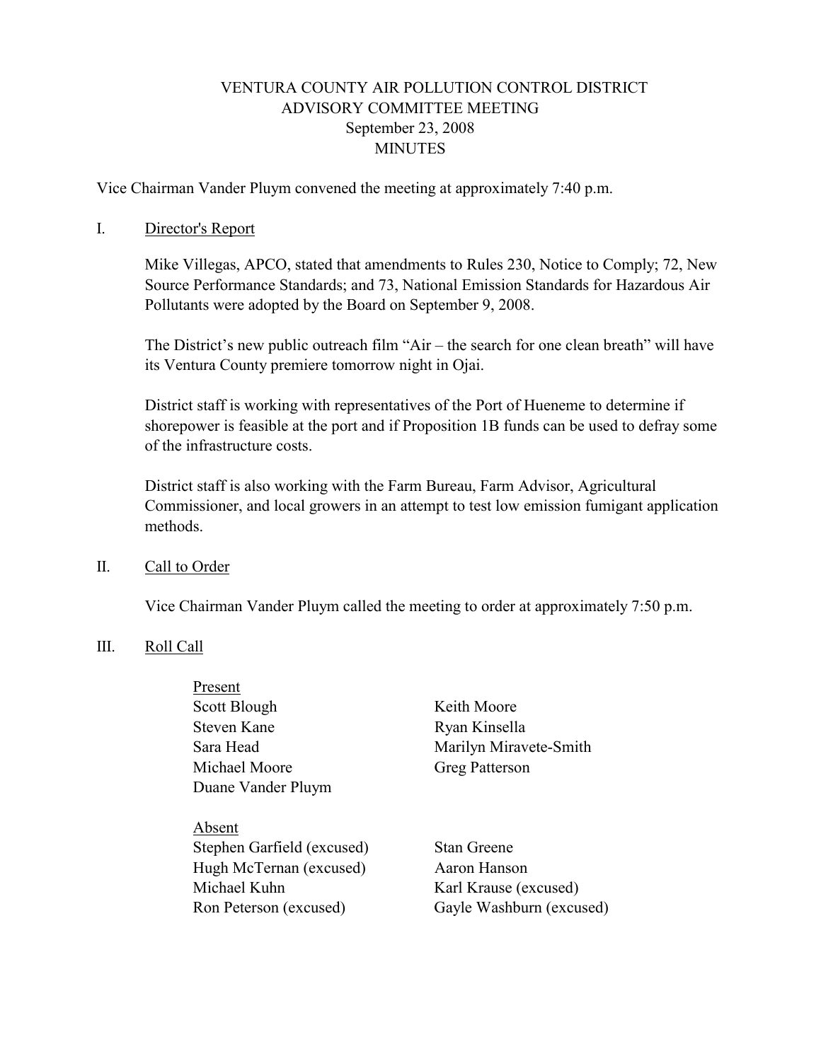# VENTURA COUNTY AIR POLLUTION CONTROL DISTRICT
## ADVISORY COMMITTEE MEETING
### September 23, 2008
### MINUTES

Vice Chairman Vander Pluym convened the meeting at approximately 7:40 p.m.

I. Director's Report

Mike Villegas, APCO, stated that amendments to Rules 230, Notice to Comply; 72, New Source Performance Standards; and 73, National Emission Standards for Hazardous Air Pollutants were adopted by the Board on September 9, 2008.

The District's new public outreach film "Air – the search for one clean breath" will have its Ventura County premiere tomorrow night in Ojai.

District staff is working with representatives of the Port of Hueneme to determine if shorepower is feasible at the port and if Proposition 1B funds can be used to defray some of the infrastructure costs.

District staff is also working with the Farm Bureau, Farm Advisor, Agricultural Commissioner, and local growers in an attempt to test low emission fumigant application methods.

II. Call to Order

Vice Chairman Vander Pluym called the meeting to order at approximately 7:50 p.m.

III. Roll Call

Present

Scott Blough
Steven Kane
Sara Head
Michael Moore
Duane Vander Pluym
Keith Moore
Ryan Kinsella
Marilyn Miravete-Smith
Greg Patterson

Absent

Stephen Garfield (excused)
Hugh McTernan (excused)
Michael Kuhn
Ron Peterson (excused)
Stan Greene
Aaron Hanson
Karl Krause (excused)
Gayle Washburn (excused)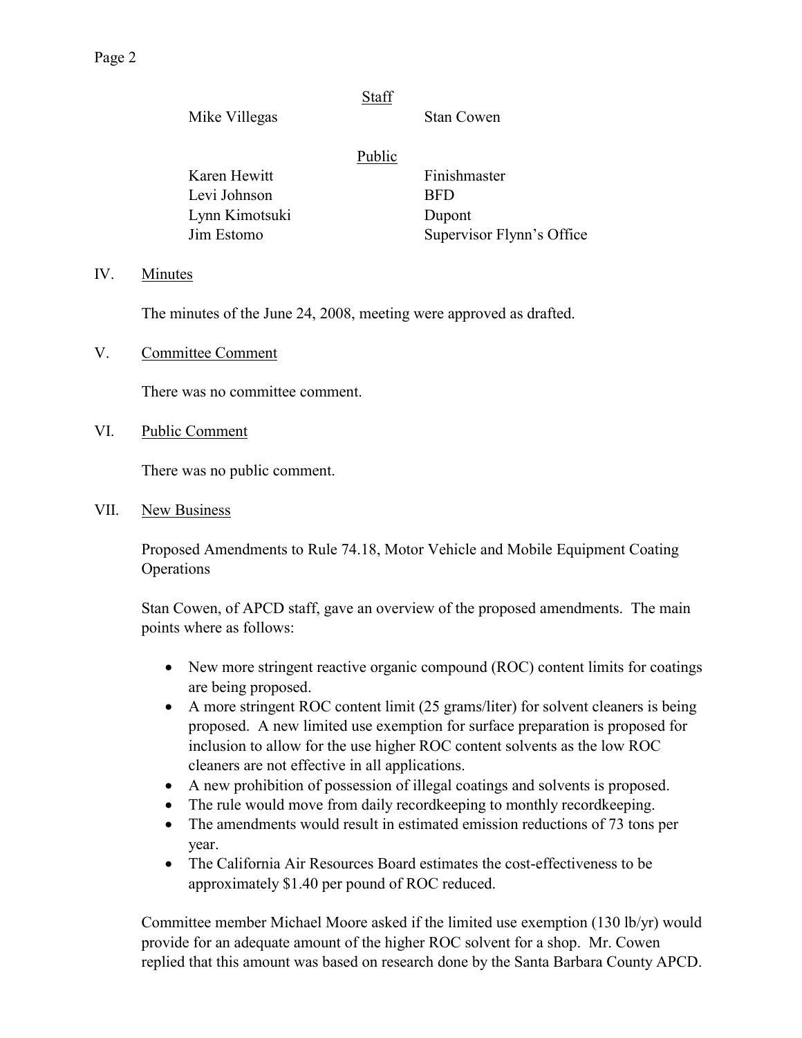Staff

| | |
|---|---|
| Mike Villegas | Stan Cowen |

Public

| | |
|---|---|
| Karen Hewitt | Finishmaster |
| Levi Johnson | BFD |
| Lynn Kimotsuki | Dupont |
| Jim Estomo | Supervisor Flynn's Office |

## IV. Minutes

The minutes of the June 24, 2008, meeting were approved as drafted.

## V. Committee Comment

There was no committee comment.

## VI. Public Comment

There was no public comment.

## VII. New Business

Proposed Amendments to Rule 74.18, Motor Vehicle and Mobile Equipment Coating Operations

Stan Cowen, of APCD staff, gave an overview of the proposed amendments. The main points where as follows:

- New more stringent reactive organic compound (ROC) content limits for coatings are being proposed.
- A more stringent ROC content limit (25 grams/liter) for solvent cleaners is being proposed. A new limited use exemption for surface preparation is proposed for inclusion to allow for the use higher ROC content solvents as the low ROC cleaners are not effective in all applications.
- A new prohibition of possession of illegal coatings and solvents is proposed.
- The rule would move from daily recordkeeping to monthly recordkeeping.
- The amendments would result in estimated emission reductions of 73 tons per year.
- The California Air Resources Board estimates the cost-effectiveness to be approximately $1.40 per pound of ROC reduced.

Committee member Michael Moore asked if the limited use exemption (130 lb/yr) would provide for an adequate amount of the higher ROC solvent for a shop. Mr. Cowen replied that this amount was based on research done by the Santa Barbara County APCD.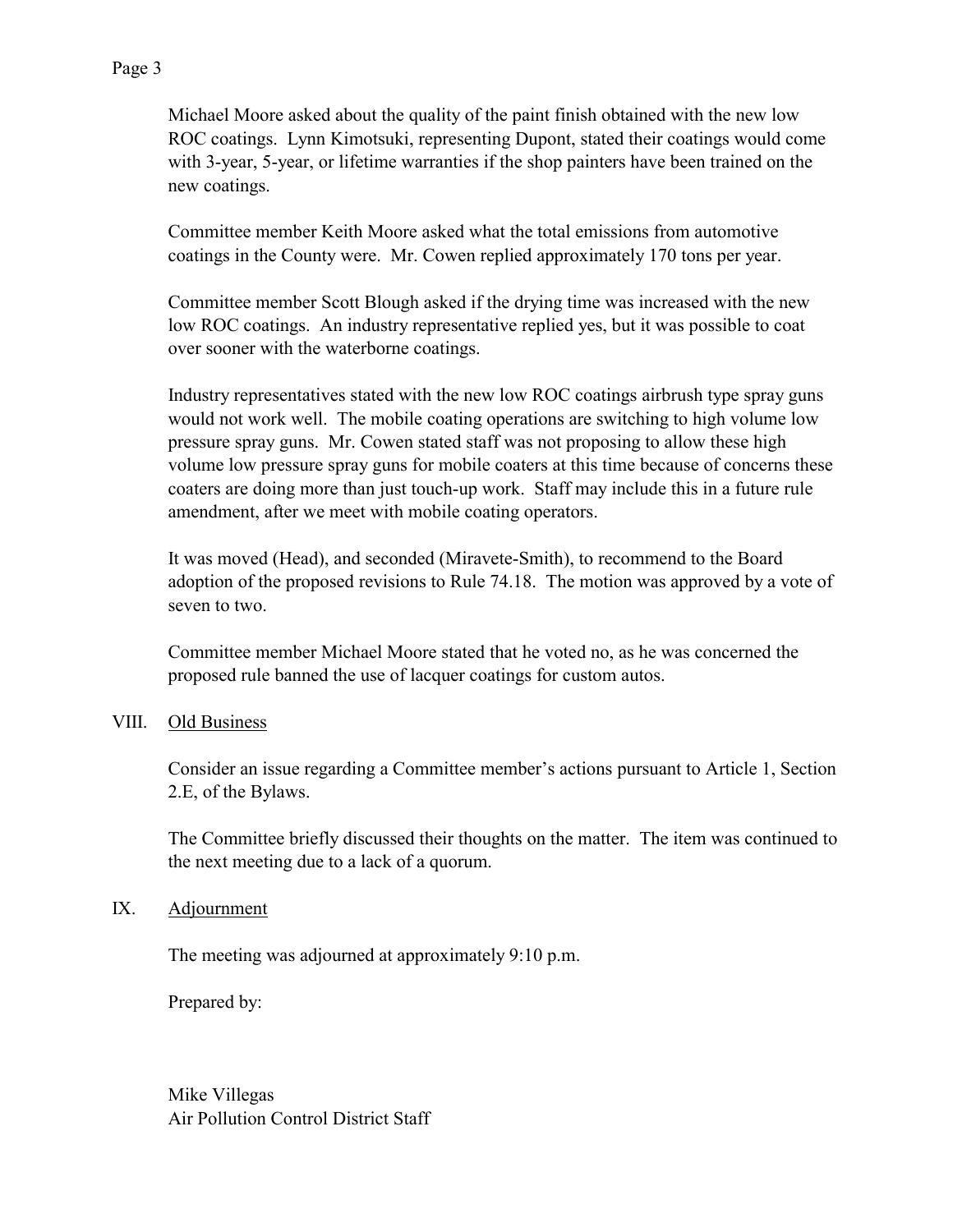Michael Moore asked about the quality of the paint finish obtained with the new low ROC coatings. Lynn Kimotsuki, representing Dupont, stated their coatings would come with 3-year, 5-year, or lifetime warranties if the shop painters have been trained on the new coatings.

Committee member Keith Moore asked what the total emissions from automotive coatings in the County were. Mr. Cowen replied approximately 170 tons per year.

Committee member Scott Blough asked if the drying time was increased with the new low ROC coatings. An industry representative replied yes, but it was possible to coat over sooner with the waterborne coatings.

Industry representatives stated with the new low ROC coatings airbrush type spray guns would not work well. The mobile coating operations are switching to high volume low pressure spray guns. Mr. Cowen stated staff was not proposing to allow these high volume low pressure spray guns for mobile coaters at this time because of concerns these coaters are doing more than just touch-up work. Staff may include this in a future rule amendment, after we meet with mobile coating operators.

It was moved (Head), and seconded (Miravete-Smith), to recommend to the Board adoption of the proposed revisions to Rule 74.18. The motion was approved by a vote of seven to two.

Committee member Michael Moore stated that he voted no, as he was concerned the proposed rule banned the use of lacquer coatings for custom autos.

## VIII. Old Business

Consider an issue regarding a Committee member's actions pursuant to Article 1, Section 2.E, of the Bylaws.

The Committee briefly discussed their thoughts on the matter. The item was continued to the next meeting due to a lack of a quorum.

## IX. Adjournment

The meeting was adjourned at approximately 9:10 p.m.

Prepared by:

Mike Villegas
Air Pollution Control District Staff